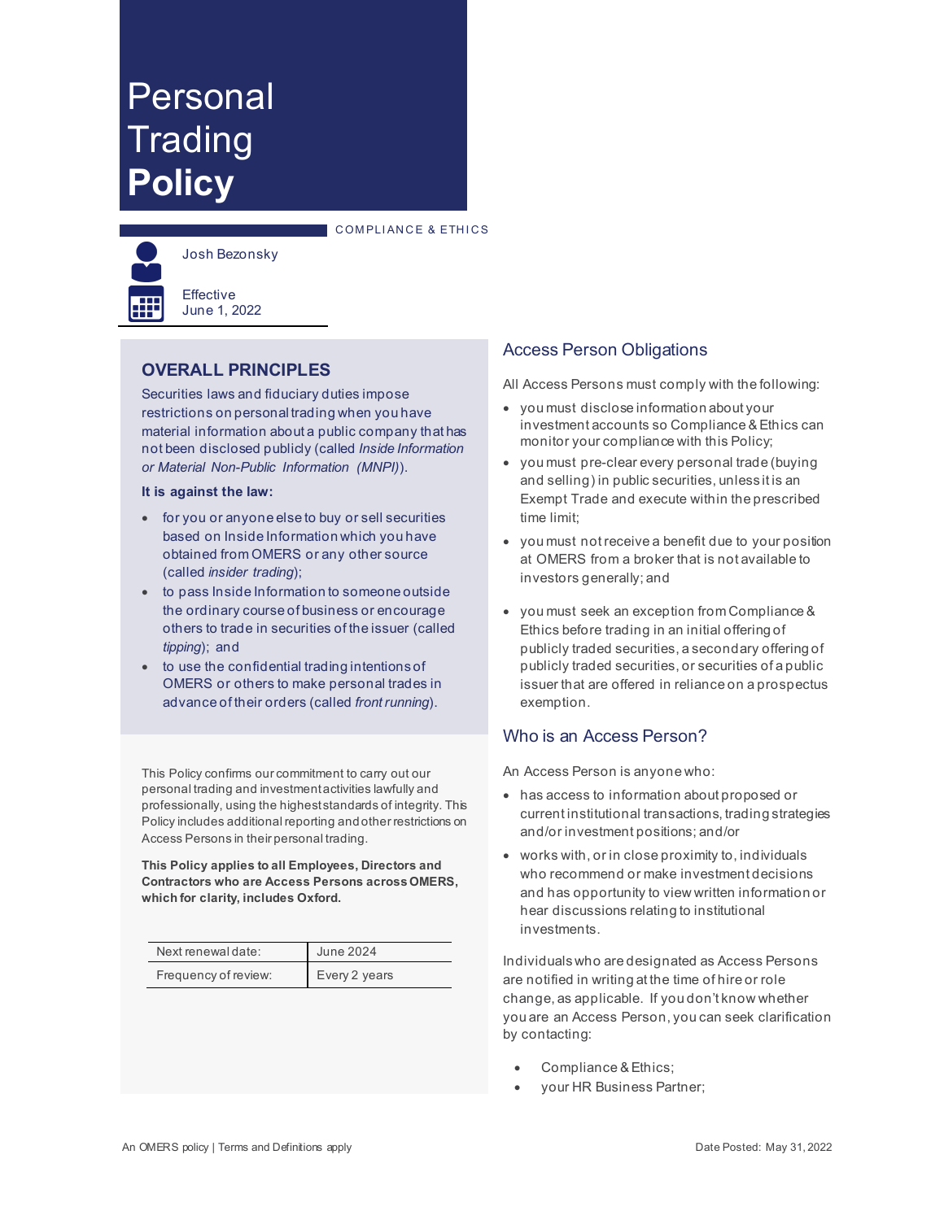# Personal Trading **Policy**

COMPLIANCE & ETHICS

Josh Bezonsky

Effective
June 1, 2022

## OVERALL PRINCIPLES

Securities laws and fiduciary duties impose restrictions on personal trading when you have material information about a public company that has not been disclosed publicly (called *Inside Information or Material Non-Public Information (MNPI)*).

**It is against the law:**

- for you or anyone else to buy or sell securities based on Inside Information which you have obtained from OMERS or any other source (called *insider trading*);
- to pass Inside Information to someone outside the ordinary course of business or encourage others to trade in securities of the issuer (called *tipping*); and
- to use the confidential trading intentions of OMERS or others to make personal trades in advance of their orders (called *front running*).

This Policy confirms our commitment to carry out our personal trading and investment activities lawfully and professionally, using the highest standards of integrity. This Policy includes additional reporting and other restrictions on Access Persons in their personal trading.

**This Policy applies to all Employees, Directors and Contractors who are Access Persons across OMERS, which for clarity, includes Oxford.**

| Next renewal date: | June 2024 |
|---|---|
| Frequency of review: | Every 2 years |

## Access Person Obligations

All Access Persons must comply with the following:

- you must disclose information about your investment accounts so Compliance & Ethics can monitor your compliance with this Policy;
- you must pre-clear every personal trade (buying and selling) in public securities, unless it is an Exempt Trade and execute within the prescribed time limit;
- you must not receive a benefit due to your position at OMERS from a broker that is not available to investors generally; and
- you must seek an exception from Compliance & Ethics before trading in an initial offering of publicly traded securities, a secondary offering of publicly traded securities, or securities of a public issuer that are offered in reliance on a prospectus exemption.

## Who is an Access Person?

An Access Person is anyone who:

- has access to information about proposed or current institutional transactions, trading strategies and/or investment positions; and/or
- works with, or in close proximity to, individuals who recommend or make investment decisions and has opportunity to view written information or hear discussions relating to institutional investments.

Individuals who are designated as Access Persons are notified in writing at the time of hire or role change, as applicable. If you don't know whether you are an Access Person, you can seek clarification by contacting:

- Compliance & Ethics;
- your HR Business Partner;

An OMERS policy | Terms and Definitions apply

Date Posted: May 31, 2022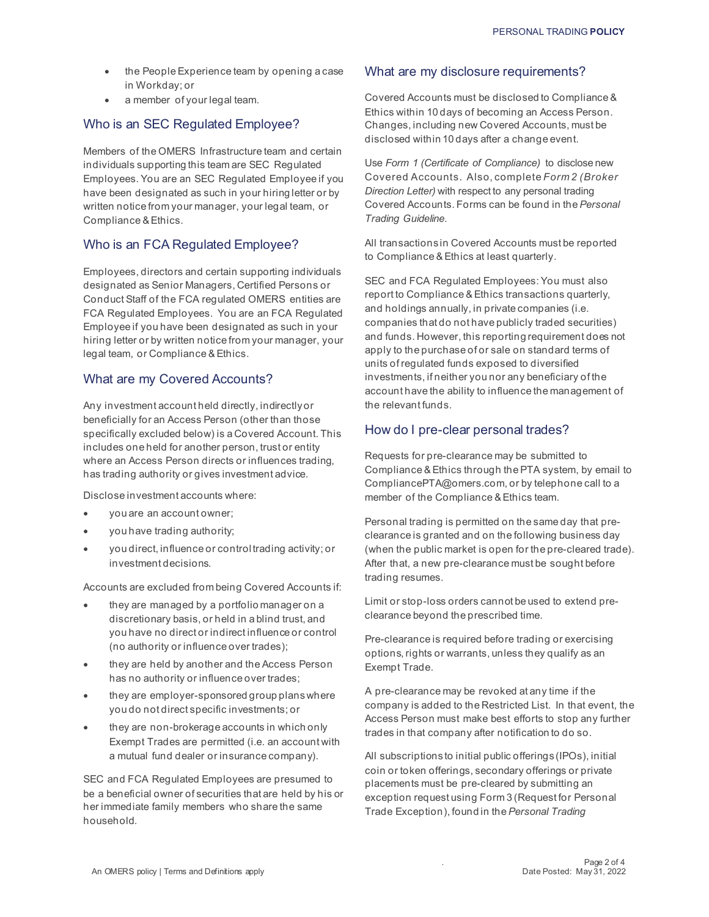- the People Experience team by opening a case in Workday; or
- a member of your legal team.

## Who is an SEC Regulated Employee?

Members of the OMERS Infrastructure team and certain individuals supporting this team are SEC Regulated Employees. You are an SEC Regulated Employee if you have been designated as such in your hiring letter or by written notice from your manager, your legal team, or Compliance & Ethics.

## Who is an FCA Regulated Employee?

Employees, directors and certain supporting individuals designated as Senior Managers, Certified Persons or Conduct Staff of the FCA regulated OMERS entities are FCA Regulated Employees. You are an FCA Regulated Employee if you have been designated as such in your hiring letter or by written notice from your manager, your legal team, or Compliance & Ethics.

## What are my Covered Accounts?

Any investment account held directly, indirectly or beneficially for an Access Person (other than those specifically excluded below) is a Covered Account. This includes one held for another person, trust or entity where an Access Person directs or influences trading, has trading authority or gives investment advice.

Disclose investment accounts where:

- you are an account owner;
- you have trading authority;
- you direct, influence or control trading activity; or investment decisions.

Accounts are excluded from being Covered Accounts if:

- they are managed by a portfolio manager on a discretionary basis, or held in a blind trust, and you have no direct or indirect influence or control (no authority or influence over trades);
- they are held by another and the Access Person has no authority or influence over trades;
- they are employer-sponsored group plans where you do not direct specific investments; or
- they are non-brokerage accounts in which only Exempt Trades are permitted (i.e. an account with a mutual fund dealer or insurance company).

SEC and FCA Regulated Employees are presumed to be a beneficial owner of securities that are held by his or her immediate family members who share the same household.

## What are my disclosure requirements?

Covered Accounts must be disclosed to Compliance & Ethics within 10 days of becoming an Access Person. Changes, including new Covered Accounts, must be disclosed within 10 days after a change event.

Use *Form 1 (Certificate of Compliance)* to disclose new Covered Accounts. Also, complete *Form 2 (Broker Direction Letter)* with respect to any personal trading Covered Accounts. Forms can be found in the *Personal Trading Guideline*.

All transactions in Covered Accounts must be reported to Compliance & Ethics at least quarterly.

SEC and FCA Regulated Employees: You must also report to Compliance & Ethics transactions quarterly, and holdings annually, in private companies (i.e. companies that do not have publicly traded securities) and funds. However, this reporting requirement does not apply to the purchase of or sale on standard terms of units of regulated funds exposed to diversified investments, if neither you nor any beneficiary of the account have the ability to influence the management of the relevant funds.

## How do I pre-clear personal trades?

Requests for pre-clearance may be submitted to Compliance & Ethics through the PTA system, by email to CompliancePTA@omers.com, or by telephone call to a member of the Compliance & Ethics team.

Personal trading is permitted on the same day that pre-clearance is granted and on the following business day (when the public market is open for the pre-cleared trade). After that, a new pre-clearance must be sought before trading resumes.

Limit or stop-loss orders cannot be used to extend pre-clearance beyond the prescribed time.

Pre-clearance is required before trading or exercising options, rights or warrants, unless they qualify as an Exempt Trade.

A pre-clearance may be revoked at any time if the company is added to the Restricted List. In that event, the Access Person must make best efforts to stop any further trades in that company after notification to do so.

All subscriptions to initial public offerings (IPOs), initial coin or token offerings, secondary offerings or private placements must be pre-cleared by submitting an exception request using Form 3 (Request for Personal Trade Exception), found in the *Personal Trading*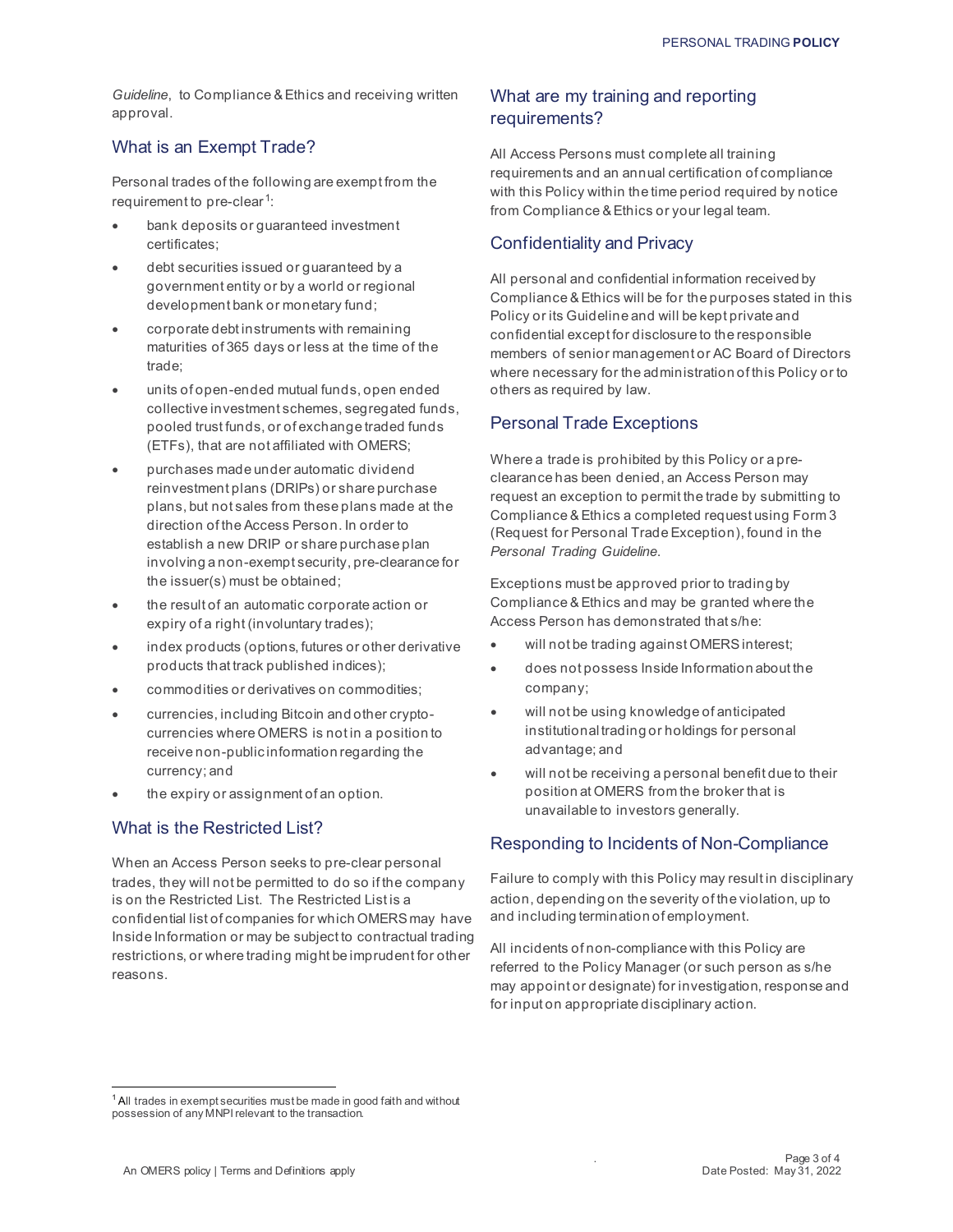*Guideline*, to Compliance & Ethics and receiving written approval.

## What is an Exempt Trade?

Personal trades of the following are exempt from the requirement to pre-clear[1]:

- bank deposits or guaranteed investment certificates;
- debt securities issued or guaranteed by a government entity or by a world or regional development bank or monetary fund;
- corporate debt instruments with remaining maturities of 365 days or less at the time of the trade;
- units of open-ended mutual funds, open ended collective investment schemes, segregated funds, pooled trust funds, or of exchange traded funds (ETFs), that are not affiliated with OMERS;
- purchases made under automatic dividend reinvestment plans (DRIPs) or share purchase plans, but not sales from these plans made at the direction of the Access Person. In order to establish a new DRIP or share purchase plan involving a non-exempt security, pre-clearance for the issuer(s) must be obtained;
- the result of an automatic corporate action or expiry of a right (involuntary trades);
- index products (options, futures or other derivative products that track published indices);
- commodities or derivatives on commodities;
- currencies, including Bitcoin and other crypto-currencies where OMERS is not in a position to receive non-public information regarding the currency; and
- the expiry or assignment of an option.

## What is the Restricted List?

When an Access Person seeks to pre-clear personal trades, they will not be permitted to do so if the company is on the Restricted List. The Restricted List is a confidential list of companies for which OMERS may have Inside Information or may be subject to contractual trading restrictions, or where trading might be imprudent for other reasons.

## What are my training and reporting requirements?

All Access Persons must complete all training requirements and an annual certification of compliance with this Policy within the time period required by notice from Compliance & Ethics or your legal team.

## Confidentiality and Privacy

All personal and confidential information received by Compliance & Ethics will be for the purposes stated in this Policy or its Guideline and will be kept private and confidential except for disclosure to the responsible members of senior management or AC Board of Directors where necessary for the administration of this Policy or to others as required by law.

## Personal Trade Exceptions

Where a trade is prohibited by this Policy or a pre-clearance has been denied, an Access Person may request an exception to permit the trade by submitting to Compliance & Ethics a completed request using Form 3 (Request for Personal Trade Exception), found in the *Personal Trading Guideline*.

Exceptions must be approved prior to trading by Compliance & Ethics and may be granted where the Access Person has demonstrated that s/he:

- will not be trading against OMERS interest;
- does not possess Inside Information about the company;
- will not be using knowledge of anticipated institutional trading or holdings for personal advantage; and
- will not be receiving a personal benefit due to their position at OMERS from the broker that is unavailable to investors generally.

## Responding to Incidents of Non-Compliance

Failure to comply with this Policy may result in disciplinary action, depending on the severity of the violation, up to and including termination of employment.

All incidents of non-compliance with this Policy are referred to the Policy Manager (or such person as s/he may appoint or designate) for investigation, response and for input on appropriate disciplinary action.

---

[1] All trades in exempt securities must be made in good faith and without possession of any MNPI relevant to the transaction.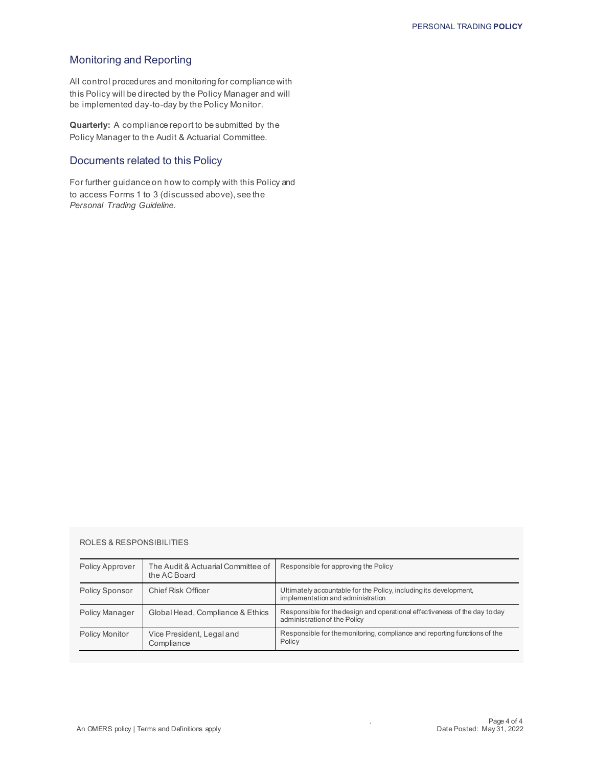## Monitoring and Reporting

All control procedures and monitoring for compliance with this Policy will be directed by the Policy Manager and will be implemented day-to-day by the Policy Monitor.

**Quarterly:** A compliance report to be submitted by the Policy Manager to the Audit & Actuarial Committee.

## Documents related to this Policy

For further guidance on how to comply with this Policy and to access Forms 1 to 3 (discussed above), see the *Personal Trading Guideline*.

ROLES & RESPONSIBILITIES

| | | |
|---|---|---|
| Policy Approver | The Audit & Actuarial Committee of the AC Board | Responsible for approving the Policy |
| Policy Sponsor | Chief Risk Officer | Ultimately accountable for the Policy, including its development, implementation and administration |
| Policy Manager | Global Head, Compliance & Ethics | Responsible for the design and operational effectiveness of the day to day administration of the Policy |
| Policy Monitor | Vice President, Legal and Compliance | Responsible for the monitoring, compliance and reporting functions of the Policy |